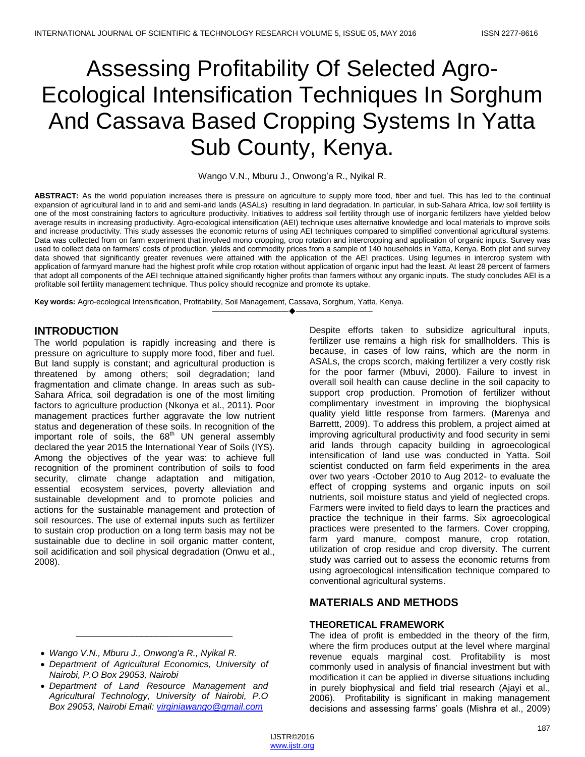# Assessing Profitability Of Selected Agro-Ecological Intensification Techniques In Sorghum And Cassava Based Cropping Systems In Yatta Sub County, Kenya.

Wango V.N., Mburu J., Onwong'a R., Nyikal R.

**ABSTRACT:** As the world population increases there is pressure on agriculture to supply more food, fiber and fuel. This has led to the continual expansion of agricultural land in to arid and semi-arid lands (ASALs) resulting in land degradation. In particular, in sub-Sahara Africa, low soil fertility is one of the most constraining factors to agriculture productivity. Initiatives to address soil fertility through use of inorganic fertilizers have yielded below average results in increasing productivity. Agro-ecological intensification (AEI) technique uses alternative knowledge and local materials to improve soils and increase productivity. This study assesses the economic returns of using AEI techniques compared to simplified conventional agricultural systems. Data was collected from on farm experiment that involved mono cropping, crop rotation and intercropping and application of organic inputs. Survey was used to collect data on farmers' costs of production, yields and commodity prices from a sample of 140 households in Yatta, Kenya. Both plot and survey data showed that significantly greater revenues were attained with the application of the AEI practices. Using legumes in intercrop system with application of farmyard manure had the highest profit while crop rotation without application of organic input had the least. At least 28 percent of farmers that adopt all components of the AEI technique attained significantly higher profits than farmers without any organic inputs. The study concludes AEI is a profitable soil fertility management technique. Thus policy should recognize and promote its uptake.

**Key words:** Agro-ecological Intensification, Profitability, Soil Management, Cassava, Sorghum, Yatta, Kenya.

---

- *Wango V.N., Mburu J., Onwong'a R., Nyikal R.*
- *Department of Agricultural Economics, University of Nairobi, P.O Box 29053, Nairobi*
- *Department of Land Resource Management and Agricultural Technology, University of Nairobi, P.O Box 29053, Nairobi Email: virginiawango@gmail.com*

## INTRODUCTION

The world population is rapidly increasing and there is pressure on agriculture to supply more food, fiber and fuel. But land supply is constant; and agricultural production is threatened by among others; soil degradation; land fragmentation and climate change. In areas such as sub-Sahara Africa, soil degradation is one of the most limiting factors to agriculture production (Nkonya et al., 2011). Poor management practices further aggravate the low nutrient status and degeneration of these soils. In recognition of the important role of soils, the 68th UN general assembly declared the year 2015 the International Year of Soils (IYS). Among the objectives of the year was: to achieve full recognition of the prominent contribution of soils to food security, climate change adaptation and mitigation, essential ecosystem services, poverty alleviation and sustainable development and to promote policies and actions for the sustainable management and protection of soil resources. The use of external inputs such as fertilizer to sustain crop production on a long term basis may not be sustainable due to decline in soil organic matter content, soil acidification and soil physical degradation (Onwu et al., 2008).

Despite efforts taken to subsidize agricultural inputs, fertilizer use remains a high risk for smallholders. This is because, in cases of low rains, which are the norm in ASALs, the crops scorch, making fertilizer a very costly risk for the poor farmer (Mbuvi, 2000). Failure to invest in overall soil health can cause decline in the soil capacity to support crop production. Promotion of fertilizer without complimentary investment in improving the biophysical quality yield little response from farmers. (Marenya and Barrettt, 2009). To address this problem, a project aimed at improving agricultural productivity and food security in semi arid lands through capacity building in agroecological intensification of land use was conducted in Yatta. Soil scientist conducted on farm field experiments in the area over two years -October 2010 to Aug 2012- to evaluate the effect of cropping systems and organic inputs on soil nutrients, soil moisture status and yield of neglected crops. Farmers were invited to field days to learn the practices and practice the technique in their farms. Six agroecological practices were presented to the farmers. Cover cropping, farm yard manure, compost manure, crop rotation, utilization of crop residue and crop diversity. The current study was carried out to assess the economic returns from using agroecological intensification technique compared to conventional agricultural systems.

## MATERIALS AND METHODS

### THEORETICAL FRAMEWORK

The idea of profit is embedded in the theory of the firm, where the firm produces output at the level where marginal revenue equals marginal cost. Profitability is most commonly used in analysis of financial investment but with modification it can be applied in diverse situations including in purely biophysical and field trial research (Ajayi et al., 2006). Profitability is significant in making management decisions and assessing farms' goals (Mishra et al., 2009)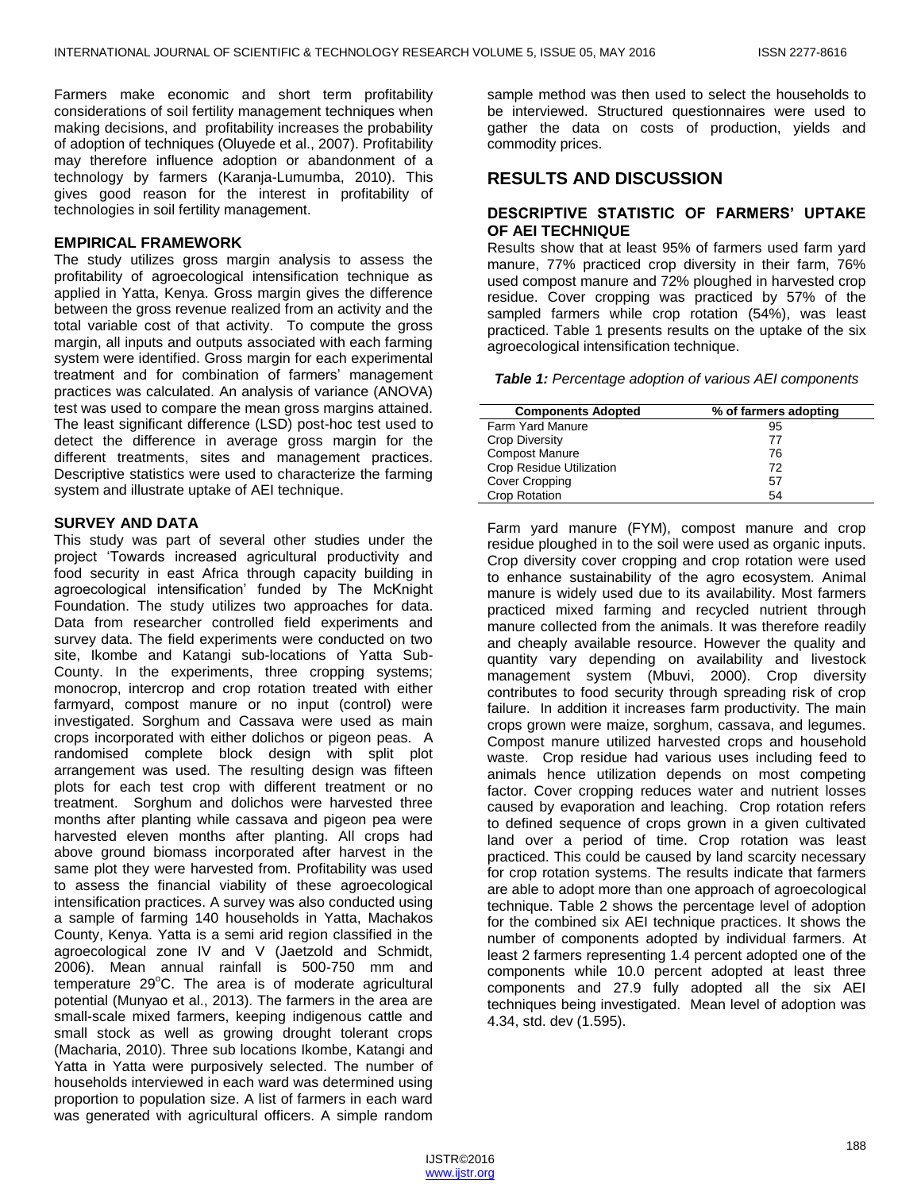Farmers make economic and short term profitability considerations of soil fertility management techniques when making decisions, and profitability increases the probability of adoption of techniques (Oluyede et al., 2007). Profitability may therefore influence adoption or abandonment of a technology by farmers (Karanja-Lumumba, 2010). This gives good reason for the interest in profitability of technologies in soil fertility management.

### EMPIRICAL FRAMEWORK

The study utilizes gross margin analysis to assess the profitability of agroecological intensification technique as applied in Yatta, Kenya. Gross margin gives the difference between the gross revenue realized from an activity and the total variable cost of that activity. To compute the gross margin, all inputs and outputs associated with each farming system were identified. Gross margin for each experimental treatment and for combination of farmers' management practices was calculated. An analysis of variance (ANOVA) test was used to compare the mean gross margins attained. The least significant difference (LSD) post-hoc test used to detect the difference in average gross margin for the different treatments, sites and management practices. Descriptive statistics were used to characterize the farming system and illustrate uptake of AEI technique.

### SURVEY AND DATA

This study was part of several other studies under the project 'Towards increased agricultural productivity and food security in east Africa through capacity building in agroecological intensification' funded by The McKnight Foundation. The study utilizes two approaches for data. Data from researcher controlled field experiments and survey data. The field experiments were conducted on two site, Ikombe and Katangi sub-locations of Yatta Sub-County. In the experiments, three cropping systems; monocrop, intercrop and crop rotation treated with either farmyard, compost manure or no input (control) were investigated. Sorghum and Cassava were used as main crops incorporated with either dolichos or pigeon peas. A randomised complete block design with split plot arrangement was used. The resulting design was fifteen plots for each test crop with different treatment or no treatment. Sorghum and dolichos were harvested three months after planting while cassava and pigeon pea were harvested eleven months after planting. All crops had above ground biomass incorporated after harvest in the same plot they were harvested from. Profitability was used to assess the financial viability of these agroecological intensification practices. A survey was also conducted using a sample of farming 140 households in Yatta, Machakos County, Kenya. Yatta is a semi arid region classified in the agroecological zone IV and V (Jaetzold and Schmidt, 2006). Mean annual rainfall is 500-750 mm and temperature 29°C. The area is of moderate agricultural potential (Munyao et al., 2013). The farmers in the area are small-scale mixed farmers, keeping indigenous cattle and small stock as well as growing drought tolerant crops (Macharia, 2010). Three sub locations Ikombe, Katangi and Yatta in Yatta were purposively selected. The number of households interviewed in each ward was determined using proportion to population size. A list of farmers in each ward was generated with agricultural officers. A simple random sample method was then used to select the households to be interviewed. Structured questionnaires were used to gather the data on costs of production, yields and commodity prices.

## RESULTS AND DISCUSSION

### DESCRIPTIVE STATISTIC OF FARMERS' UPTAKE OF AEI TECHNIQUE

Results show that at least 95% of farmers used farm yard manure, 77% practiced crop diversity in their farm, 76% used compost manure and 72% ploughed in harvested crop residue. Cover cropping was practiced by 57% of the sampled farmers while crop rotation (54%), was least practiced. Table 1 presents results on the uptake of the six agroecological intensification technique.

***Table 1:*** *Percentage adoption of various AEI components*

| Components Adopted | % of farmers adopting |
|---|---|
| Farm Yard Manure | 95 |
| Crop Diversity | 77 |
| Compost Manure | 76 |
| Crop Residue Utilization | 72 |
| Cover Cropping | 57 |
| Crop Rotation | 54 |

Farm yard manure (FYM), compost manure and crop residue ploughed in to the soil were used as organic inputs. Crop diversity cover cropping and crop rotation were used to enhance sustainability of the agro ecosystem. Animal manure is widely used due to its availability. Most farmers practiced mixed farming and recycled nutrient through manure collected from the animals. It was therefore readily and cheaply available resource. However the quality and quantity vary depending on availability and livestock management system (Mbuvi, 2000). Crop diversity contributes to food security through spreading risk of crop failure. In addition it increases farm productivity. The main crops grown were maize, sorghum, cassava, and legumes. Compost manure utilized harvested crops and household waste. Crop residue had various uses including feed to animals hence utilization depends on most competing factor. Cover cropping reduces water and nutrient losses caused by evaporation and leaching. Crop rotation refers to defined sequence of crops grown in a given cultivated land over a period of time. Crop rotation was least practiced. This could be caused by land scarcity necessary for crop rotation systems. The results indicate that farmers are able to adopt more than one approach of agroecological technique. Table 2 shows the percentage level of adoption for the combined six AEI technique practices. It shows the number of components adopted by individual farmers. At least 2 farmers representing 1.4 percent adopted one of the components while 10.0 percent adopted at least three components and 27.9 fully adopted all the six AEI techniques being investigated. Mean level of adoption was 4.34, std. dev (1.595).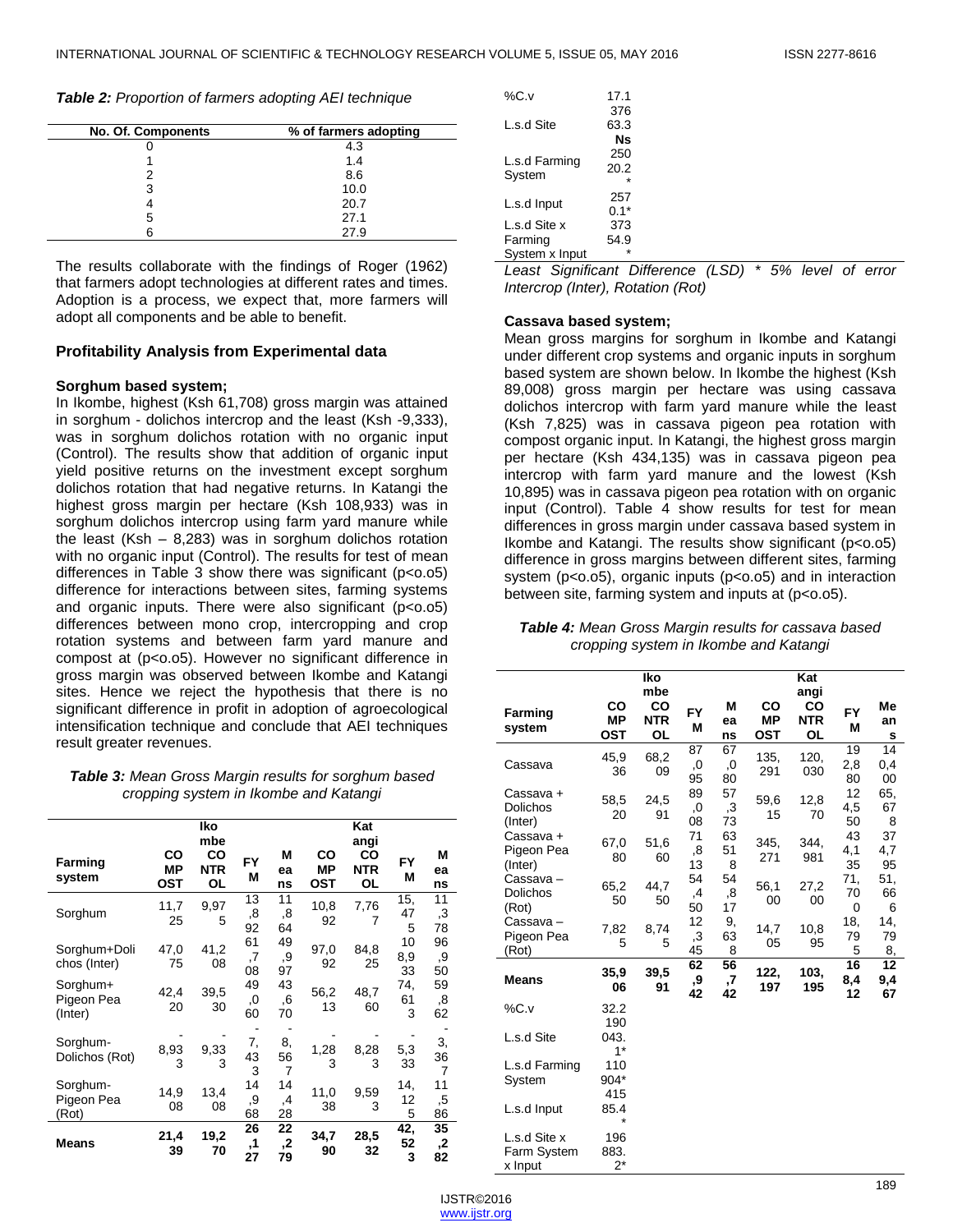*Table 2: Proportion of farmers adopting AEI technique*

| No. Of. Components | % of farmers adopting |
|---|---|
| 0 | 4.3 |
| 1 | 1.4 |
| 2 | 8.6 |
| 3 | 10.0 |
| 4 | 20.7 |
| 5 | 27.1 |
| 6 | 27.9 |

The results collaborate with the findings of Roger (1962) that farmers adopt technologies at different rates and times. Adoption is a process, we expect that, more farmers will adopt all components and be able to benefit.

### Profitability Analysis from Experimental data

#### Sorghum based system;

In Ikombe, highest (Ksh 61,708) gross margin was attained in sorghum - dolichos intercrop and the least (Ksh -9,333), was in sorghum dolichos rotation with no organic input (Control). The results show that addition of organic input yield positive returns on the investment except sorghum dolichos rotation that had negative returns. In Katangi the highest gross margin per hectare (Ksh 108,933) was in sorghum dolichos intercrop using farm yard manure while the least (Ksh – 8,283) was in sorghum dolichos rotation with no organic input (Control). The results for test of mean differences in Table 3 show there was significant (p<o.o5) difference for interactions between sites, farming systems and organic inputs. There were also significant (p<o.o5) differences between mono crop, intercropping and crop rotation systems and between farm yard manure and compost at (p<o.o5). However no significant difference in gross margin was observed between Ikombe and Katangi sites. Hence we reject the hypothesis that there is no significant difference in profit in adoption of agroecological intensification technique and conclude that AEI techniques result greater revenues.

*Table 3: Mean Gross Margin results for sorghum based cropping system in Ikombe and Katangi*

| Farming system | Ikombe COMPOST | CONTROL | FYM | Means | Katangi COMPOST | CONTROL | FYM | Means |
|---|---|---|---|---|---|---|---|---|
| Sorghum | 11,725 | 9,975 | 13,892 | 11,864 | 10,892 | 7,767 | 15,475 | 11,378 |
| Sorghum+Dolichos (Inter) | 47,075 | 41,208 | 61,708 | 49,997 | 97,092 | 84,825 | 108,933 | 96,950 |
| Sorghum+ Pigeon Pea (Inter) | 42,420 | 39,530 | 49,060 | 43,670 | 56,213 | 48,760 | 74,613 | 59,862 |
| Sorghum-Dolichos (Rot) | -8,933 | -9,333 | -7,433 | -8,567 | -1,283 | -8,283 | -5,333 | -3,367 |
| Sorghum-Pigeon Pea (Rot) | 14,908 | 13,408 | 14,968 | 14,428 | 11,038 | 9,593 | 14,125 | 11,586 |
| **Means** | **21,439** | **19,270** | **26,127** | **22,279** | **34,790** | **28,532** | **42,523** | **35,282** |
| %C.v | 17.1376 | | | | | | | |
| L.s.d Site | 63.3 Ns | | | | | | | |
| L.s.d Farming System | 250 20.2* | | | | | | | |
| L.s.d Input | 257 0.1* | | | | | | | |
| L.s.d Site x Farming System x Input | 373 54.9* | | | | | | | |

*Least Significant Difference (LSD) * 5% level of error Intercrop (Inter), Rotation (Rot)*

#### Cassava based system;

Mean gross margins for sorghum in Ikombe and Katangi under different crop systems and organic inputs in sorghum based system are shown below. In Ikombe the highest (Ksh 89,008) gross margin per hectare was using cassava dolichos intercrop with farm yard manure while the least (Ksh 7,825) was in cassava pigeon pea rotation with compost organic input. In Katangi, the highest gross margin per hectare (Ksh 434,135) was in cassava pigeon pea intercrop with farm yard manure and the lowest (Ksh 10,895) was in cassava pigeon pea rotation with on organic input (Control). Table 4 show results for test for mean differences in gross margin under cassava based system in Ikombe and Katangi. The results show significant (p<o.o5) difference in gross margins between different sites, farming system (p<o.o5), organic inputs (p<o.o5) and in interaction between site, farming system and inputs at (p<o.o5).

*Table 4: Mean Gross Margin results for cassava based cropping system in Ikombe and Katangi*

| Farming system | Ikombe COMPOST | CONTROL | FYM | Means | Katangi COMPOST | CONTROL | FYM | Means |
|---|---|---|---|---|---|---|---|---|
| Cassava | 45,936 | 68,209 | 87,095 | 67,080 | 135,291 | 120,030 | 192,880 | 140,400 |
| Cassava + Dolichos (Inter) | 58,520 | 24,591 | 89,008 | 57,373 | 59,615 | 12,870 | 124,550 | 65,678 |
| Cassava + Pigeon Pea (Inter) | 67,080 | 51,660 | 71,813 | 63,518 | 345,271 | 344,981 | 434,135 | 374,795 |
| Cassava – Dolichos (Rot) | 65,250 | 44,750 | 54,450 | 54,817 | 56,100 | 27,200 | 71,700 | 51,666 |
| Cassava – Pigeon Pea (Rot) | 7,825 | 8,745 | 12,345 | 9,638 | 14,705 | 10,895 | 18,795 | 14,798, |
| **Means** | **35,906** | **39,591** | **62,942** | **56,742** | **122,197** | **103,195** | **168,412** | **129,467** |
| %C.v | 32.2190 | | | | | | | |
| L.s.d Site | 043.1* | | | | | | | |
| L.s.d Farming System | 110904* | | | | | | | |
| L.s.d Input | 415 85.4* | | | | | | | |
| L.s.d Site x Farm System x Input | 196 883.2* | | | | | | | |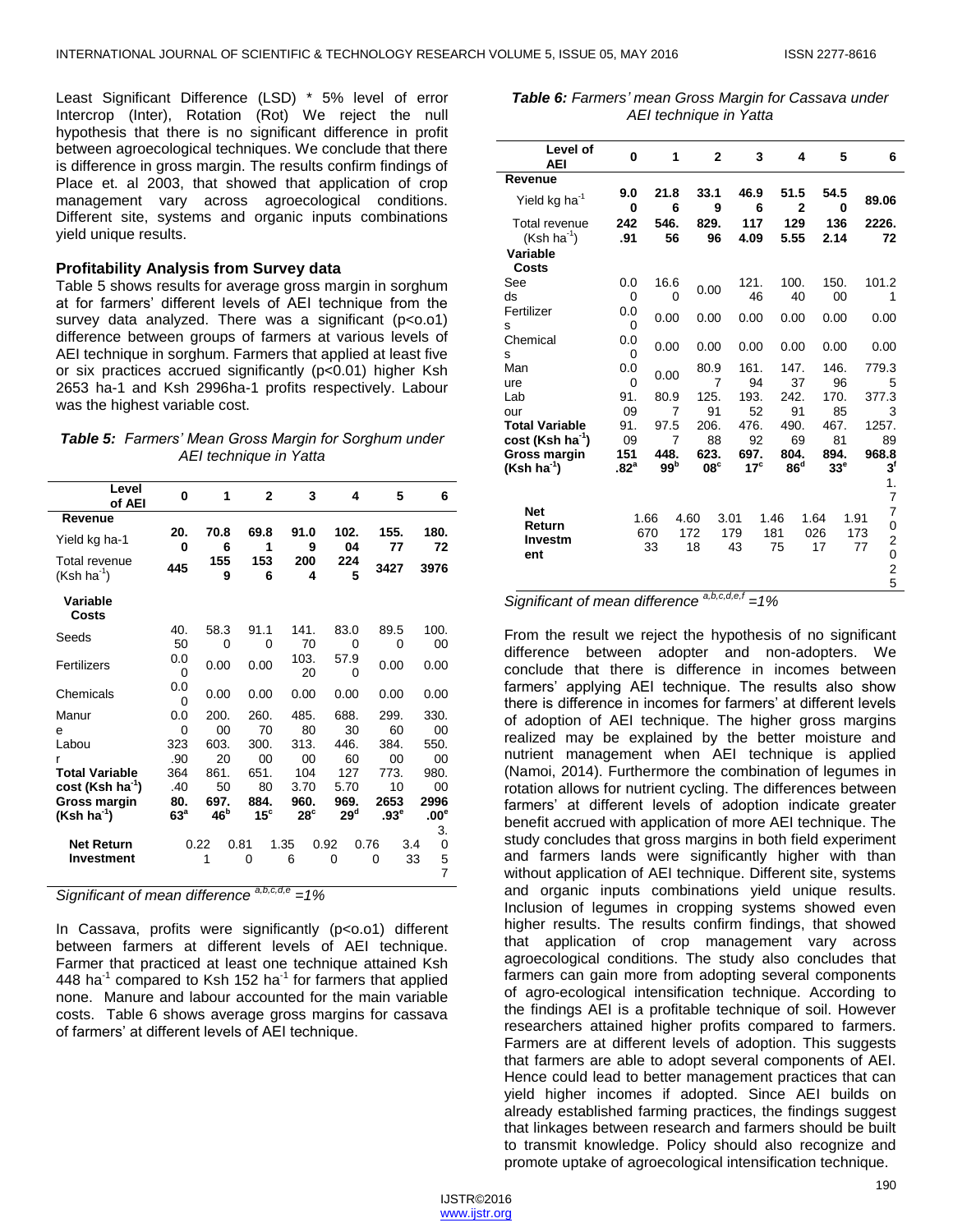Least Significant Difference (LSD) * 5% level of error Intercrop (Inter), Rotation (Rot) We reject the null hypothesis that there is no significant difference in profit between agroecological techniques. We conclude that there is difference in gross margin. The results confirm findings of Place et. al 2003, that showed that application of crop management vary across agroecological conditions. Different site, systems and organic inputs combinations yield unique results.

### Profitability Analysis from Survey data

Table 5 shows results for average gross margin in sorghum at for farmers' different levels of AEI technique from the survey data analyzed. There was a significant (p<o.o1) difference between groups of farmers at various levels of AEI technique in sorghum. Farmers that applied at least five or six practices accrued significantly (p<0.01) higher Ksh 2653 ha-1 and Ksh 2996ha-1 profits respectively. Labour was the highest variable cost.

*Table 5: Farmers' Mean Gross Margin for Sorghum under AEI technique in Yatta*

| Level of AEI | 0 | 1 | 2 | 3 | 4 | 5 | 6 |
|---|---|---|---|---|---|---|---|
| **Revenue** | | | | | | | |
| Yield kg ha-1 | 20.0 | 70.86 | 69.81 | 91.09 | 102.04 | 155.77 | 180.72 |
| Total revenue (Ksh ha$^{-1}$) | 445 | 1559 | 1536 | 2004 | 2245 | 3427 | 3976 |
| **Variable Costs** | | | | | | | |
| Seeds | 40.50 | 58.30 | 91.10 | 141.70 | 83.00 | 89.50 | 100.00 |
| Fertilizers | 0.00 | 0.00 | 0.00 | 103.20 | 57.90 | 0.00 | 0.00 |
| Chemicals | 0.00 | 0.00 | 0.00 | 0.00 | 0.00 | 0.00 | 0.00 |
| Manure | 0.00 | 200.00 | 260.70 | 485.80 | 688.30 | 299.60 | 330.00 |
| Labour | 323.90 | 603.20 | 300.00 | 313.00 | 446.60 | 384.00 | 550.00 |
| **Total Variable cost (Ksh ha$^{-1}$)** | 364.40 | 861.50 | 651.80 | 1043.70 | 1275.70 | 773.10 | 980.00 |
| **Gross margin (Ksh ha$^{-1}$)** | 80.63[a] | 697.46[b] | 884.15[c] | 960.28[c] | 969.29[d] | 2653.93[e] | 2996.00[e] |
| **Net Return Investment** | 0.221 | 0.810 | 1.356 | 0.920 | 0.760 | 3.433 | 3.057 |

*Significant of mean difference [a,b,c,d,e] =1%*

In Cassava, profits were significantly (p<o.o1) different between farmers at different levels of AEI technique. Farmer that practiced at least one technique attained Ksh 448 ha$^{-1}$ compared to Ksh 152 ha$^{-1}$ for farmers that applied none. Manure and labour accounted for the main variable costs. Table 6 shows average gross margins for cassava of farmers' at different levels of AEI technique.

*Table 6: Farmers' mean Gross Margin for Cassava under AEI technique in Yatta*

| Level of AEI | 0 | 1 | 2 | 3 | 4 | 5 | 6 |
|---|---|---|---|---|---|---|---|
| **Revenue** | | | | | | | |
| Yield kg ha$^{-1}$ | 9.00 | 21.86 | 33.19 | 46.96 | 51.52 | 54.50 | 89.06 |
| Total revenue (Ksh ha$^{-1}$) | 242.91 | 546.56 | 829.96 | 1174.09 | 1295.55 | 1362.14 | 2226.72 |
| **Variable Costs** | | | | | | | |
| Seeds | 0.00 | 16.60 | 0.00 | 121.46 | 100.40 | 150.00 | 101.21 |
| Fertilizers | 0.00 | 0.00 | 0.00 | 0.00 | 0.00 | 0.00 | 0.00 |
| Chemicals | 0.00 | 0.00 | 0.00 | 0.00 | 0.00 | 0.00 | 0.00 |
| Manure | 0.00 | 0.00 | 80.97 | 161.94 | 147.37 | 146.96 | 779.35 |
| Labour | 91.09 | 80.97 | 125.91 | 193.52 | 242.91 | 170.85 | 377.33 |
| **Total Variable cost (Ksh ha$^{-1}$)** | 91.09 | 97.57 | 206.88 | 476.92 | 490.69 | 467.81 | 1257.89 |
| **Gross margin (Ksh ha$^{-1}$)** | 151.82[a] | 448.99[b] | 623.08[c] | 697.17[c] | 804.86[d] | 894.33[e] | 968.83[f] |
| **Net Return Investment** | 1.66670 | 4.60172 | 3.01179 | 1.46181 | 1.64026 | 1.91173 | 1.7702025 |

*Significant of mean difference [a,b,c,d,e,f] =1%*

From the result we reject the hypothesis of no significant difference between adopter and non-adopters. We conclude that there is difference in incomes between farmers' applying AEI technique. The results also show there is difference in incomes for farmers' at different levels of adoption of AEI technique. The higher gross margins realized may be explained by the better moisture and nutrient management when AEI technique is applied (Namoi, 2014). Furthermore the combination of legumes in rotation allows for nutrient cycling. The differences between farmers' at different levels of adoption indicate greater benefit accrued with application of more AEI technique. The study concludes that gross margins in both field experiment and farmers lands were significantly higher with than without application of AEI technique. Different site, systems and organic inputs combinations yield unique results. Inclusion of legumes in cropping systems showed even higher results. The results confirm findings, that showed that application of crop management vary across agroecological conditions. The study also concludes that farmers can gain more from adopting several components of agro-ecological intensification technique. According to the findings AEI is a profitable technique of soil. However researchers attained higher profits compared to farmers. Farmers are at different levels of adoption. This suggests that farmers are able to adopt several components of AEI. Hence could lead to better management practices that can yield higher incomes if adopted. Since AEI builds on already established farming practices, the findings suggest that linkages between research and farmers should be built to transmit knowledge. Policy should also recognize and promote uptake of agroecological intensification technique.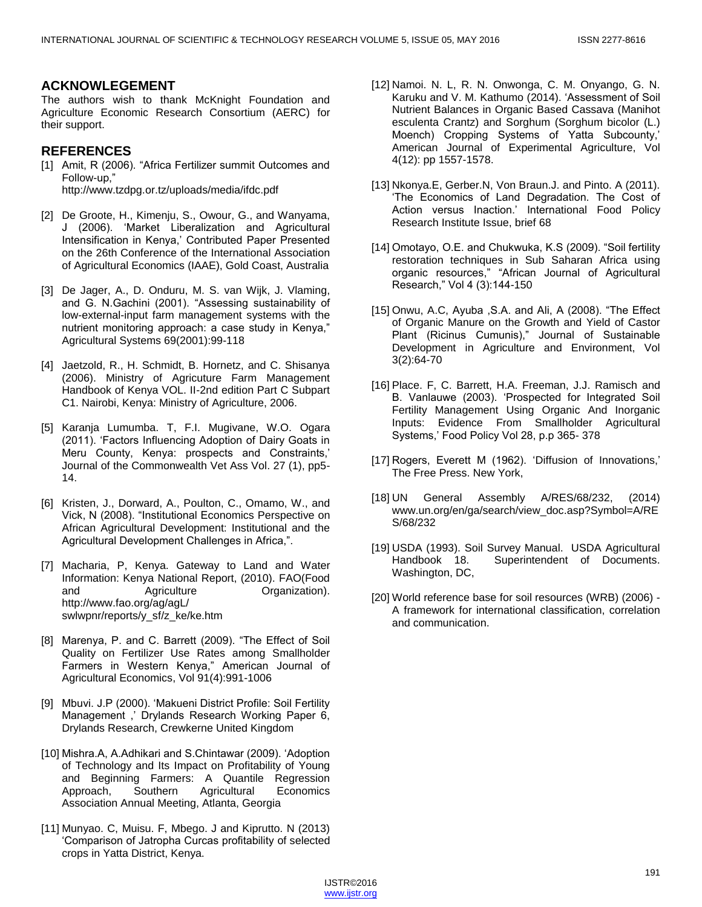## ACKNOWLEGEMENT

The authors wish to thank McKnight Foundation and Agriculture Economic Research Consortium (AERC) for their support.

## REFERENCES

[1] Amit, R (2006). "Africa Fertilizer summit Outcomes and Follow-up," http://www.tzdpg.or.tz/uploads/media/ifdc.pdf

[2] De Groote, H., Kimenju, S., Owour, G., and Wanyama, J (2006). 'Market Liberalization and Agricultural Intensification in Kenya,' Contributed Paper Presented on the 26th Conference of the International Association of Agricultural Economics (IAAE), Gold Coast, Australia

[3] De Jager, A., D. Onduru, M. S. van Wijk, J. Vlaming, and G. N.Gachini (2001). "Assessing sustainability of low-external-input farm management systems with the nutrient monitoring approach: a case study in Kenya," Agricultural Systems 69(2001):99-118

[4] Jaetzold, R., H. Schmidt, B. Hornetz, and C. Shisanya (2006). Ministry of Agriculture Farm Management Handbook of Kenya VOL. II-2nd edition Part C Subpart C1. Nairobi, Kenya: Ministry of Agriculture, 2006.

[5] Karanja Lumumba. T, F.I. Mugivane, W.O. Ogara (2011). 'Factors Influencing Adoption of Dairy Goats in Meru County, Kenya: prospects and Constraints,' Journal of the Commonwealth Vet Ass Vol. 27 (1), pp5-14.

[6] Kristen, J., Dorward, A., Poulton, C., Omamo, W., and Vick, N (2008). "Institutional Economics Perspective on African Agricultural Development: Institutional and the Agricultural Development Challenges in Africa,".

[7] Macharia, P, Kenya. Gateway to Land and Water Information: Kenya National Report, (2010). FAO(Food and Agriculture Organization). http://www.fao.org/ag/agL/ swlwpnr/reports/y_sf/z_ke/ke.htm

[8] Marenya, P. and C. Barrett (2009). "The Effect of Soil Quality on Fertilizer Use Rates among Smallholder Farmers in Western Kenya," American Journal of Agricultural Economics, Vol 91(4):991-1006

[9] Mbuvi. J.P (2000). 'Makueni District Profile: Soil Fertility Management ,' Drylands Research Working Paper 6, Drylands Research, Crewkerne United Kingdom

[10] Mishra.A, A.Adhikari and S.Chintawar (2009). 'Adoption of Technology and Its Impact on Profitability of Young and Beginning Farmers: A Quantile Regression Approach, Southern Agricultural Economics Association Annual Meeting, Atlanta, Georgia

[11] Munyao. C, Muisu. F, Mbego. J and Kiprutto. N (2013) 'Comparison of Jatropha Curcas profitability of selected crops in Yatta District, Kenya.

[12] Namoi. N. L, R. N. Onwonga, C. M. Onyango, G. N. Karuku and V. M. Kathumo (2014). 'Assessment of Soil Nutrient Balances in Organic Based Cassava (Manihot esculenta Crantz) and Sorghum (Sorghum bicolor (L.) Moench) Cropping Systems of Yatta Subcounty,' American Journal of Experimental Agriculture, Vol 4(12): pp 1557-1578.

[13] Nkonya.E, Gerber.N, Von Braun.J. and Pinto. A (2011). 'The Economics of Land Degradation. The Cost of Action versus Inaction.' International Food Policy Research Institute Issue, brief 68

[14] Omotayo, O.E. and Chukwuka, K.S (2009). "Soil fertility restoration techniques in Sub Saharan Africa using organic resources," "African Journal of Agricultural Research," Vol 4 (3):144-150

[15] Onwu, A.C, Ayuba ,S.A. and Ali, A (2008). "The Effect of Organic Manure on the Growth and Yield of Castor Plant (Ricinus Cumunis)," Journal of Sustainable Development in Agriculture and Environment, Vol 3(2):64-70

[16] Place. F, C. Barrett, H.A. Freeman, J.J. Ramisch and B. Vanlauwe (2003). 'Prospected for Integrated Soil Fertility Management Using Organic And Inorganic Inputs: Evidence From Smallholder Agricultural Systems,' Food Policy Vol 28, p.p 365- 378

[17] Rogers, Everett M (1962). 'Diffusion of Innovations,' The Free Press. New York,

[18] UN General Assembly A/RES/68/232, (2014) www.un.org/en/ga/search/view_doc.asp?Symbol=A/RES/68/232

[19] USDA (1993). Soil Survey Manual. USDA Agricultural Handbook 18. Superintendent of Documents. Washington, DC,

[20] World reference base for soil resources (WRB) (2006) - A framework for international classification, correlation and communication.